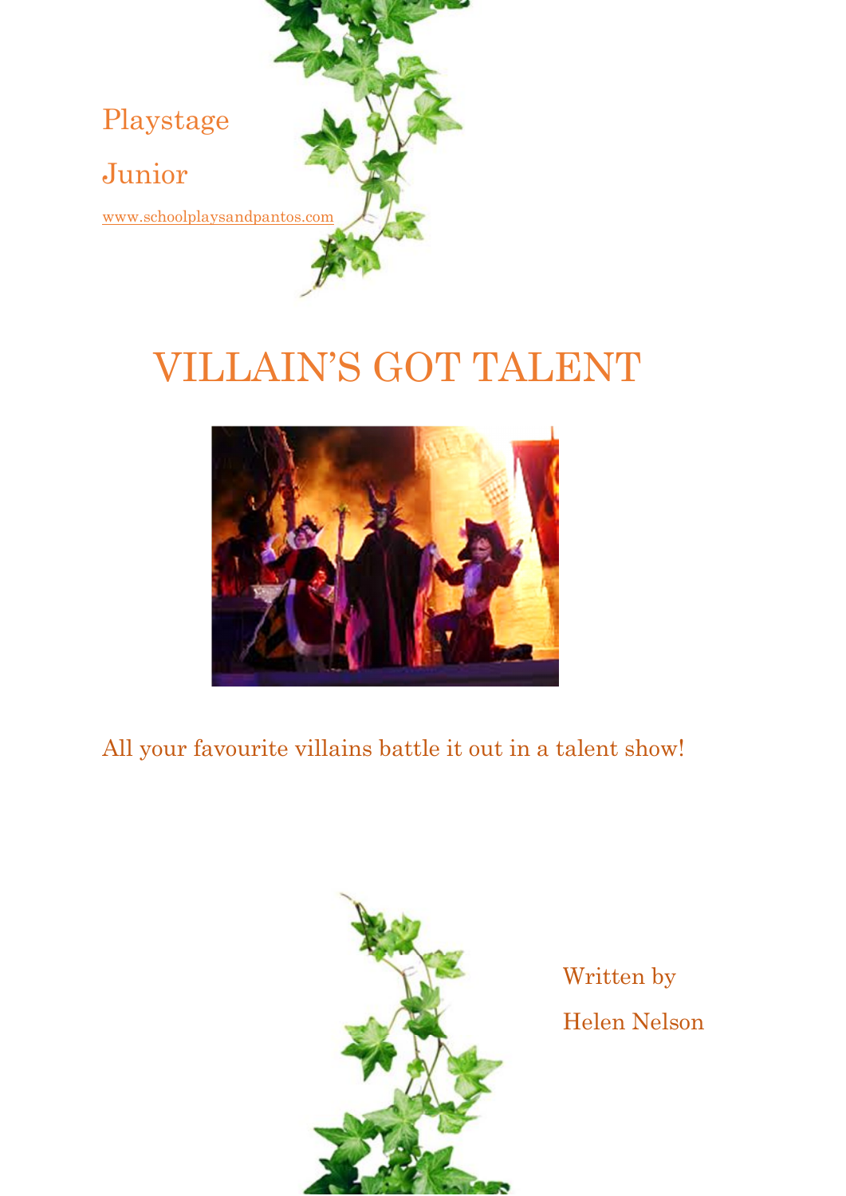Playstage

Junior

www.schoolplaysandpantos.com

# VILLAIN'S GOT TALENT

All your favourite villains battle it out in a talent show!

Written by

Helen Nelson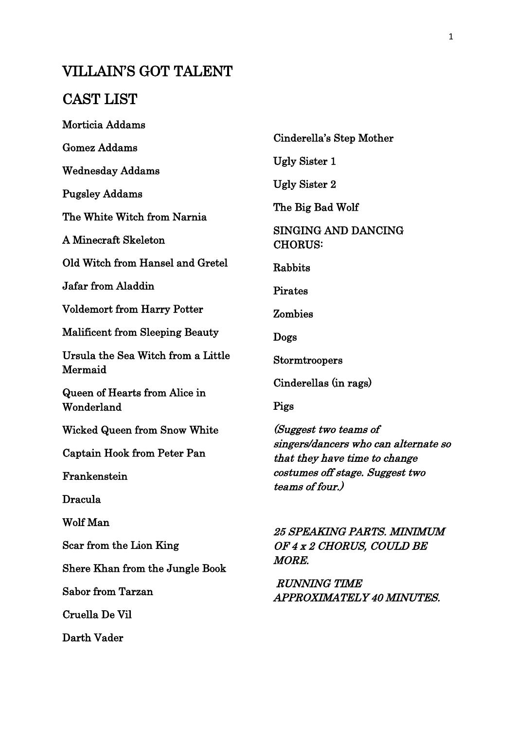# VILLAIN'S GOT TALENT

## CAST LIST

Morticia Addams

Gomez Addams

Wednesday Addams

Pugsley Addams

The White Witch from Narnia

A Minecraft Skeleton

Old Witch from Hansel and Gretel

Jafar from Aladdin

Voldemort from Harry Potter

Malificent from Sleeping Beauty

Ursula the Sea Witch from a Little Mermaid

Queen of Hearts from Alice in Wonderland

Wicked Queen from Snow White

Captain Hook from Peter Pan

Frankenstein

Dracula

Wolf Man

Scar from the Lion King

Shere Khan from the Jungle Book

Sabor from Tarzan

Cruella De Vil

Darth Vader

Cinderella's Step Mother

Ugly Sister 1

Ugly Sister 2

The Big Bad Wolf

SINGING AND DANCING CHORUS:

Rabbits

Pirates

Zombies

Dogs

Stormtroopers

Cinderellas (in rags)

Pigs

*(Suggest two teams of singers/dancers who can alternate so that they have time to change costumes off stage. Suggest two teams of four.)*

*25 SPEAKING PARTS. MINIMUM OF 4 x 2 CHORUS, COULD BE MORE.*

*RUNNING TIME APPROXIMATELY 40 MINUTES.*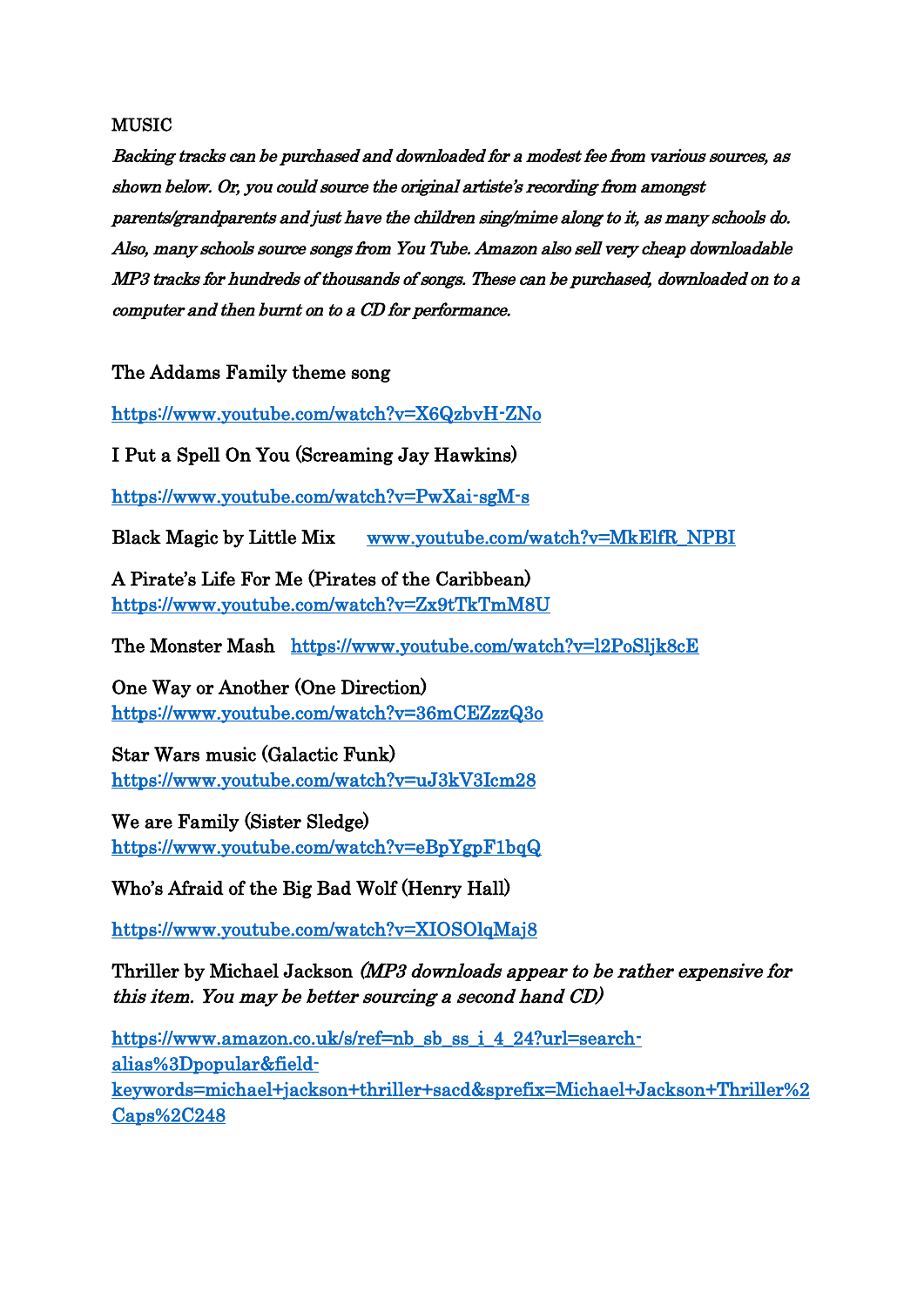MUSIC

*Backing tracks can be purchased and downloaded for a modest fee from various sources, as shown below. Or, you could source the original artiste's recording from amongst parents/grandparents and just have the children sing/mime along to it, as many schools do. Also, many schools source songs from You Tube. Amazon also sell very cheap downloadable MP3 tracks for hundreds of thousands of songs. These can be purchased, downloaded on to a computer and then burnt on to a CD for performance.*

The Addams Family theme song

https://www.youtube.com/watch?v=X6QzbvH-ZNo

I Put a Spell On You (Screaming Jay Hawkins)

https://www.youtube.com/watch?v=PwXai-sgM-s

Black Magic by Little Mix www.youtube.com/watch?v=MkElfR_NPBI

A Pirate's Life For Me (Pirates of the Caribbean)
https://www.youtube.com/watch?v=Zx9tTkTmM8U

The Monster Mash https://www.youtube.com/watch?v=l2PoSljk8cE

One Way or Another (One Direction)
https://www.youtube.com/watch?v=36mCEZzzQ3o

Star Wars music (Galactic Funk)
https://www.youtube.com/watch?v=uJ3kV3Icm28

We are Family (Sister Sledge)
https://www.youtube.com/watch?v=eBpYgpF1bqQ

Who's Afraid of the Big Bad Wolf (Henry Hall)

https://www.youtube.com/watch?v=XIOSOlqMaj8

Thriller by Michael Jackson *(MP3 downloads appear to be rather expensive for this item. You may be better sourcing a second hand CD)*

https://www.amazon.co.uk/s/ref=nb_sb_ss_i_4_24?url=search-alias%3Dpopular&field-keywords=michael+jackson+thriller+sacd&sprefix=Michael+Jackson+Thriller%2Caps%2C248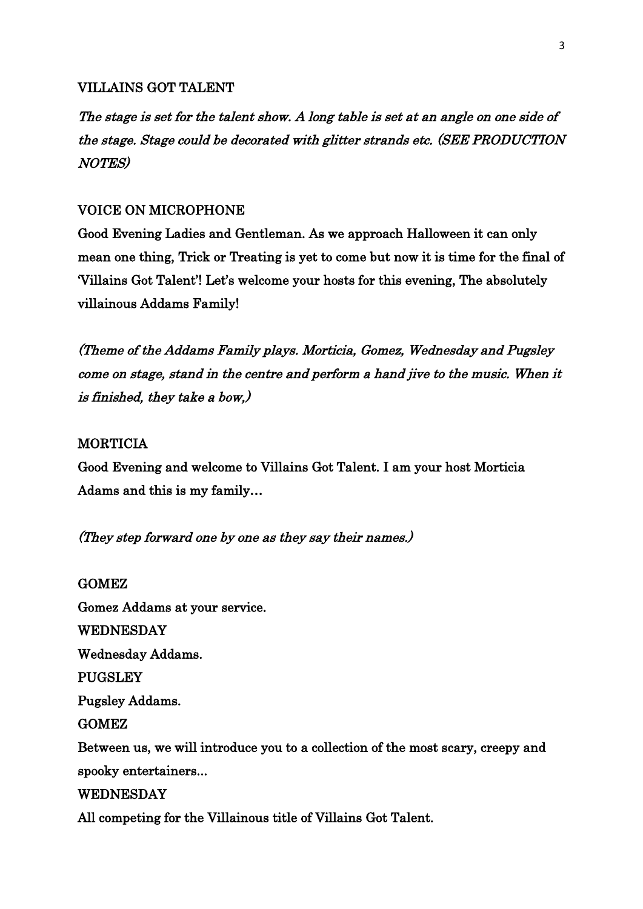VILLAINS GOT TALENT

*The stage is set for the talent show. A long table is set at an angle on one side of the stage. Stage could be decorated with glitter strands etc. (SEE PRODUCTION NOTES)*

VOICE ON MICROPHONE

Good Evening Ladies and Gentleman. As we approach Halloween it can only mean one thing, Trick or Treating is yet to come but now it is time for the final of 'Villains Got Talent'! Let's welcome your hosts for this evening, The absolutely villainous Addams Family!

*(Theme of the Addams Family plays. Morticia, Gomez, Wednesday and Pugsley come on stage, stand in the centre and perform a hand jive to the music. When it is finished, they take a bow,)*

MORTICIA

Good Evening and welcome to Villains Got Talent. I am your host Morticia Adams and this is my family…

*(They step forward one by one as they say their names.)*

GOMEZ

Gomez Addams at your service.

WEDNESDAY

Wednesday Addams.

PUGSLEY

Pugsley Addams.

GOMEZ

Between us, we will introduce you to a collection of the most scary, creepy and spooky entertainers...

WEDNESDAY

All competing for the Villainous title of Villains Got Talent.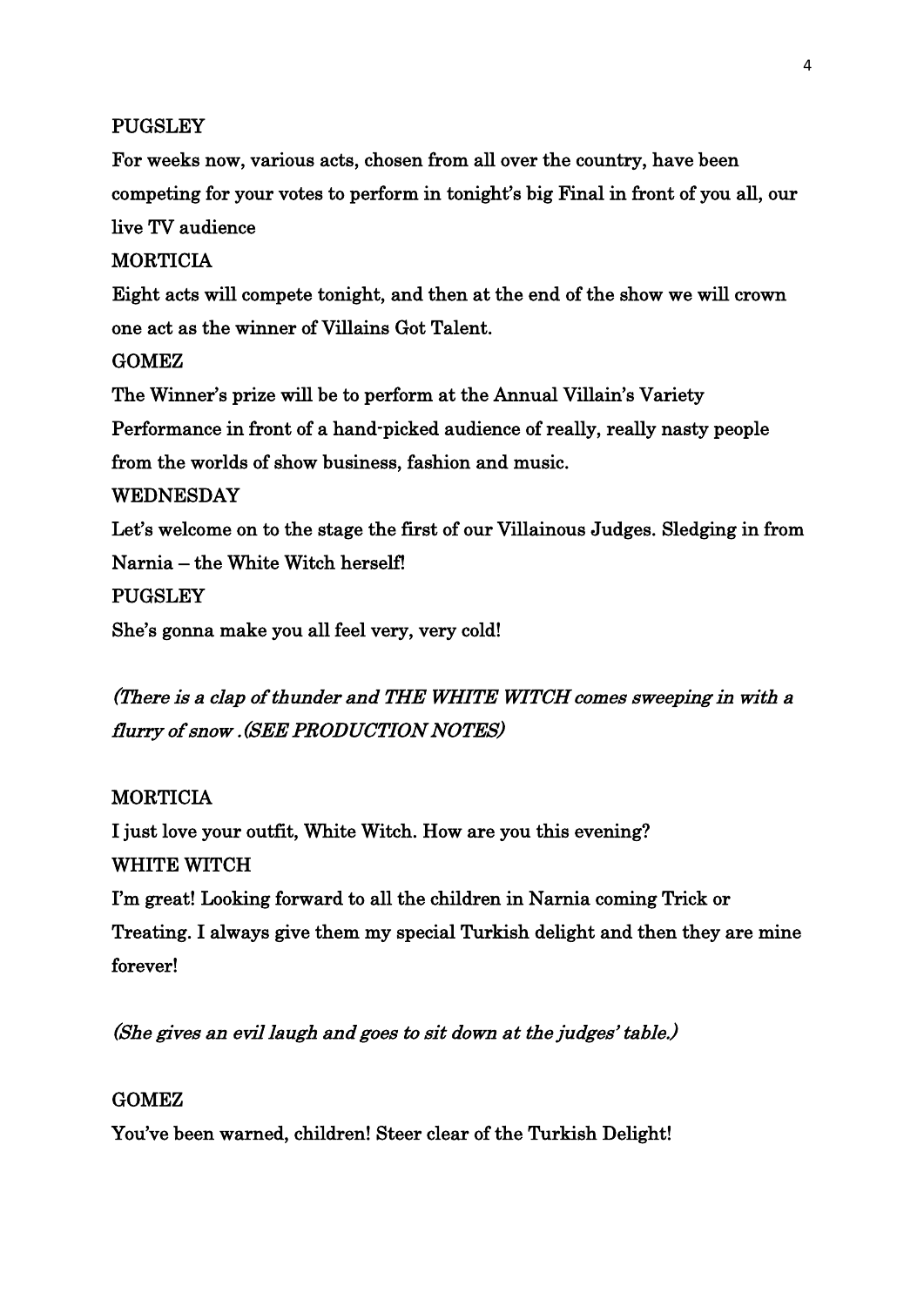PUGSLEY

For weeks now, various acts, chosen from all over the country, have been competing for your votes to perform in tonight's big Final in front of you all, our live TV audience

MORTICIA

Eight acts will compete tonight, and then at the end of the show we will crown one act as the winner of Villains Got Talent.

GOMEZ

The Winner's prize will be to perform at the Annual Villain's Variety Performance in front of a hand-picked audience of really, really nasty people from the worlds of show business, fashion and music.

WEDNESDAY

Let's welcome on to the stage the first of our Villainous Judges. Sledging in from Narnia – the White Witch herself!

PUGSLEY

She's gonna make you all feel very, very cold!

*(There is a clap of thunder and THE WHITE WITCH comes sweeping in with a flurry of snow .(SEE PRODUCTION NOTES)*

MORTICIA

I just love your outfit, White Witch. How are you this evening?

WHITE WITCH

I'm great! Looking forward to all the children in Narnia coming Trick or Treating. I always give them my special Turkish delight and then they are mine forever!

*(She gives an evil laugh and goes to sit down at the judges' table.)*

GOMEZ

You've been warned, children! Steer clear of the Turkish Delight!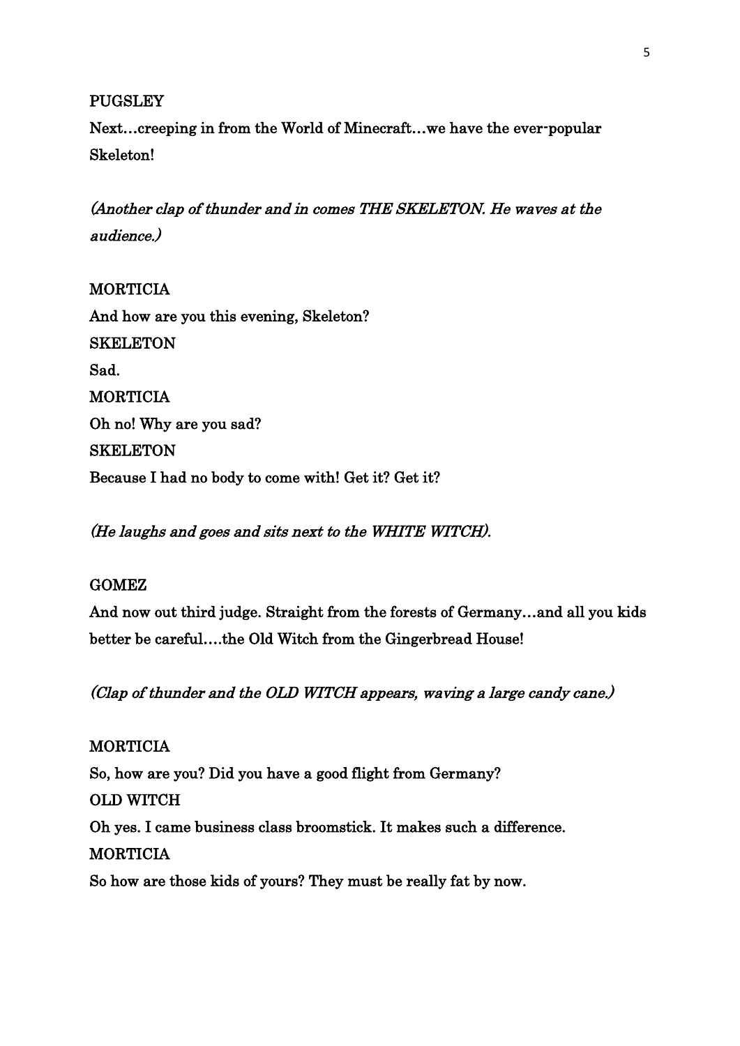PUGSLEY

Next…creeping in from the World of Minecraft…we have the ever-popular Skeleton!

*(Another clap of thunder and in comes THE SKELETON. He waves at the audience.)*

MORTICIA

And how are you this evening, Skeleton?

SKELETON

Sad.

MORTICIA

Oh no! Why are you sad?

SKELETON

Because I had no body to come with! Get it? Get it?

*(He laughs and goes and sits next to the WHITE WITCH).*

GOMEZ

And now out third judge. Straight from the forests of Germany…and all you kids better be careful….the Old Witch from the Gingerbread House!

*(Clap of thunder and the OLD WITCH appears, waving a large candy cane.)*

MORTICIA

So, how are you? Did you have a good flight from Germany?

OLD WITCH

Oh yes. I came business class broomstick. It makes such a difference.

MORTICIA

So how are those kids of yours? They must be really fat by now.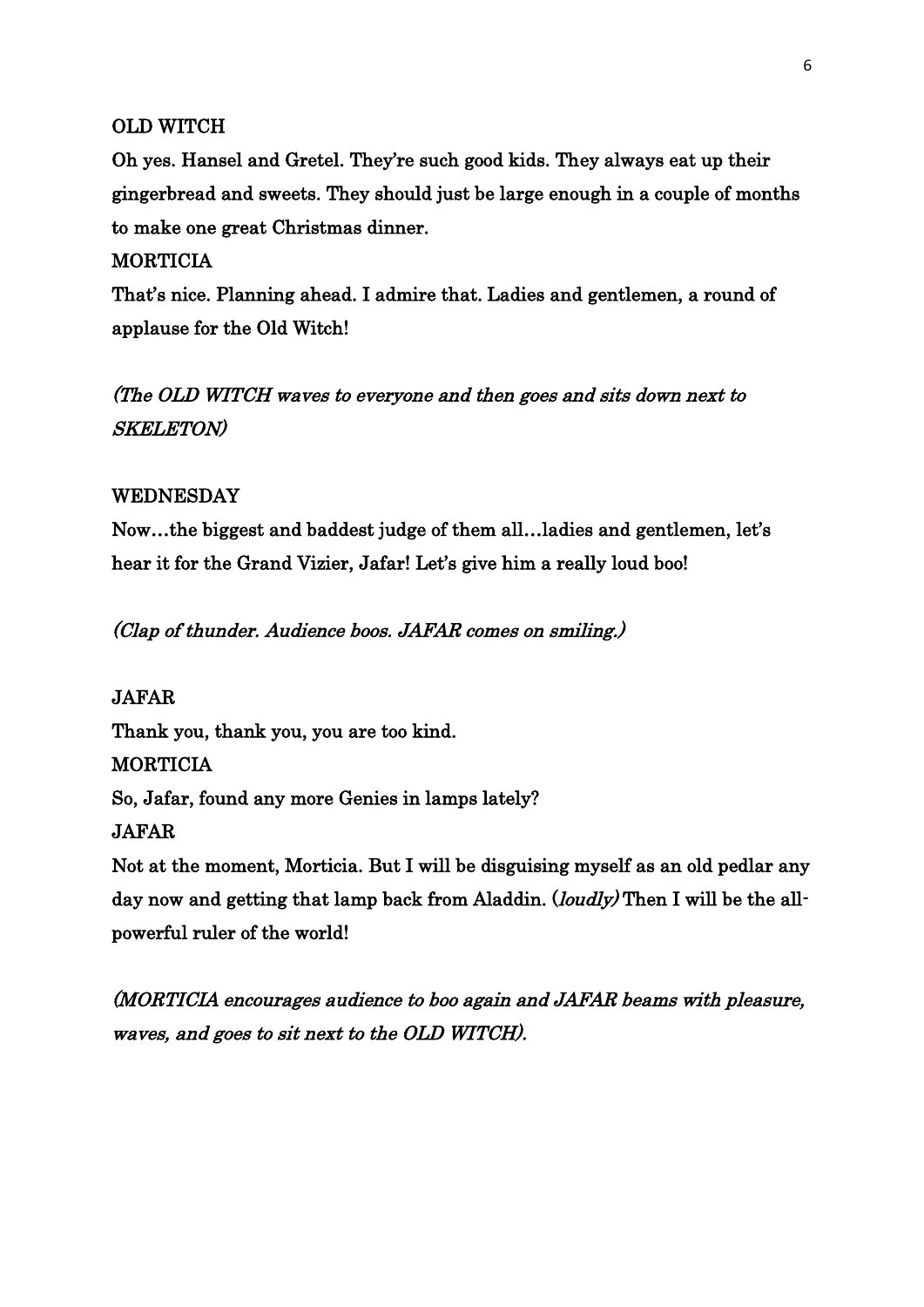OLD WITCH

Oh yes. Hansel and Gretel. They're such good kids. They always eat up their gingerbread and sweets. They should just be large enough in a couple of months to make one great Christmas dinner.

MORTICIA

That's nice. Planning ahead. I admire that. Ladies and gentlemen, a round of applause for the Old Witch!

*(The OLD WITCH waves to everyone and then goes and sits down next to SKELETON)*

WEDNESDAY

Now…the biggest and baddest judge of them all…ladies and gentlemen, let's hear it for the Grand Vizier, Jafar! Let's give him a really loud boo!

*(Clap of thunder. Audience boos. JAFAR comes on smiling.)*

JAFAR

Thank you, thank you, you are too kind.

MORTICIA

So, Jafar, found any more Genies in lamps lately?

JAFAR

Not at the moment, Morticia. But I will be disguising myself as an old pedlar any day now and getting that lamp back from Aladdin. (*loudly)* Then I will be the all-powerful ruler of the world!

*(MORTICIA encourages audience to boo again and JAFAR beams with pleasure, waves, and goes to sit next to the OLD WITCH).*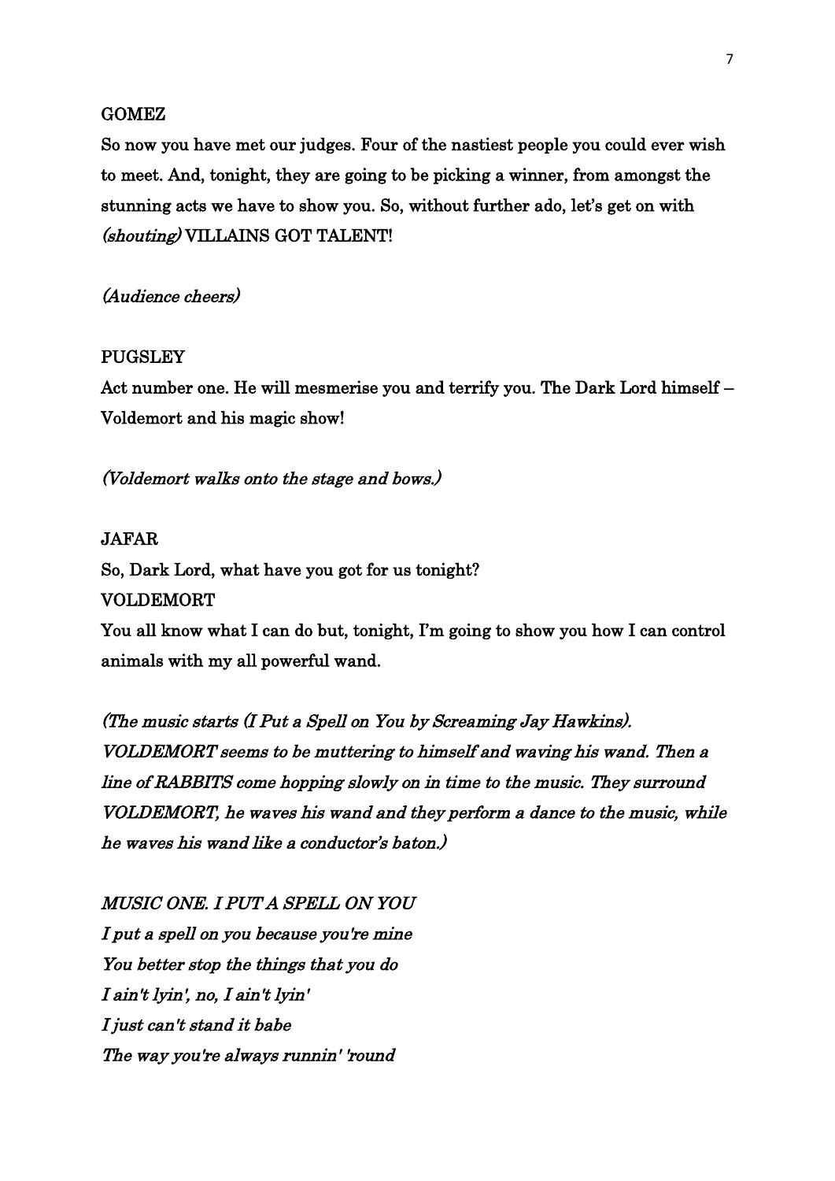GOMEZ

So now you have met our judges. Four of the nastiest people you could ever wish to meet. And, tonight, they are going to be picking a winner, from amongst the stunning acts we have to show you. So, without further ado, let's get on with *(shouting)* VILLAINS GOT TALENT!

*(Audience cheers)*

PUGSLEY

Act number one. He will mesmerise you and terrify you. The Dark Lord himself – Voldemort and his magic show!

*(Voldemort walks onto the stage and bows.)*

JAFAR

So, Dark Lord, what have you got for us tonight?

VOLDEMORT

You all know what I can do but, tonight, I'm going to show you how I can control animals with my all powerful wand.

*(The music starts (I Put a Spell on You by Screaming Jay Hawkins). VOLDEMORT seems to be muttering to himself and waving his wand. Then a line of RABBITS come hopping slowly on in time to the music. They surround VOLDEMORT, he waves his wand and they perform a dance to the music, while he waves his wand like a conductor's baton.)*

*MUSIC ONE. I PUT A SPELL ON YOU*
*I put a spell on you because you're mine*
*You better stop the things that you do*
*I ain't lyin', no, I ain't lyin'*
*I just can't stand it babe*
*The way you're always runnin' 'round*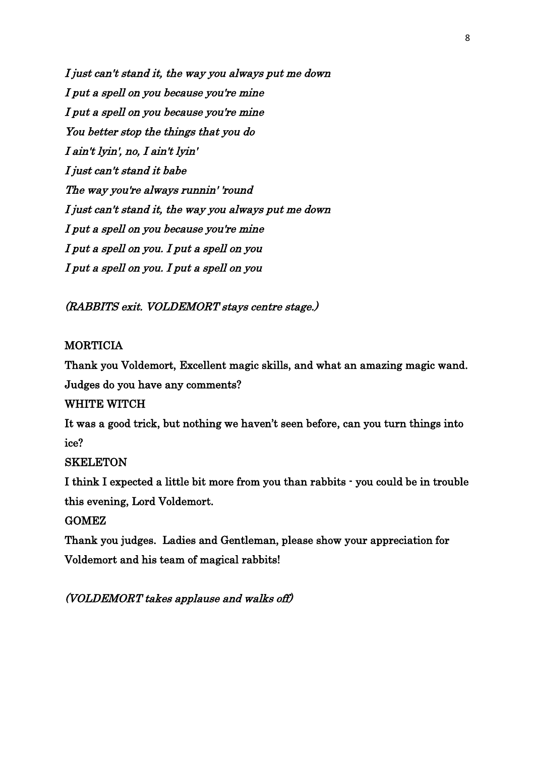*I just can't stand it, the way you always put me down*
*I put a spell on you because you're mine*
*I put a spell on you because you're mine*
*You better stop the things that you do*
*I ain't lyin', no, I ain't lyin'*
*I just can't stand it babe*
*The way you're always runnin' 'round*
*I just can't stand it, the way you always put me down*
*I put a spell on you because you're mine*
*I put a spell on you. I put a spell on you*
*I put a spell on you. I put a spell on you*

*(RABBITS exit. VOLDEMORT stays centre stage.)*

MORTICIA

Thank you Voldemort, Excellent magic skills, and what an amazing magic wand. Judges do you have any comments?

WHITE WITCH

It was a good trick, but nothing we haven't seen before, can you turn things into ice?

SKELETON

I think I expected a little bit more from you than rabbits - you could be in trouble this evening, Lord Voldemort.

GOMEZ

Thank you judges. Ladies and Gentleman, please show your appreciation for Voldemort and his team of magical rabbits!

*(VOLDEMORT takes applause and walks off)*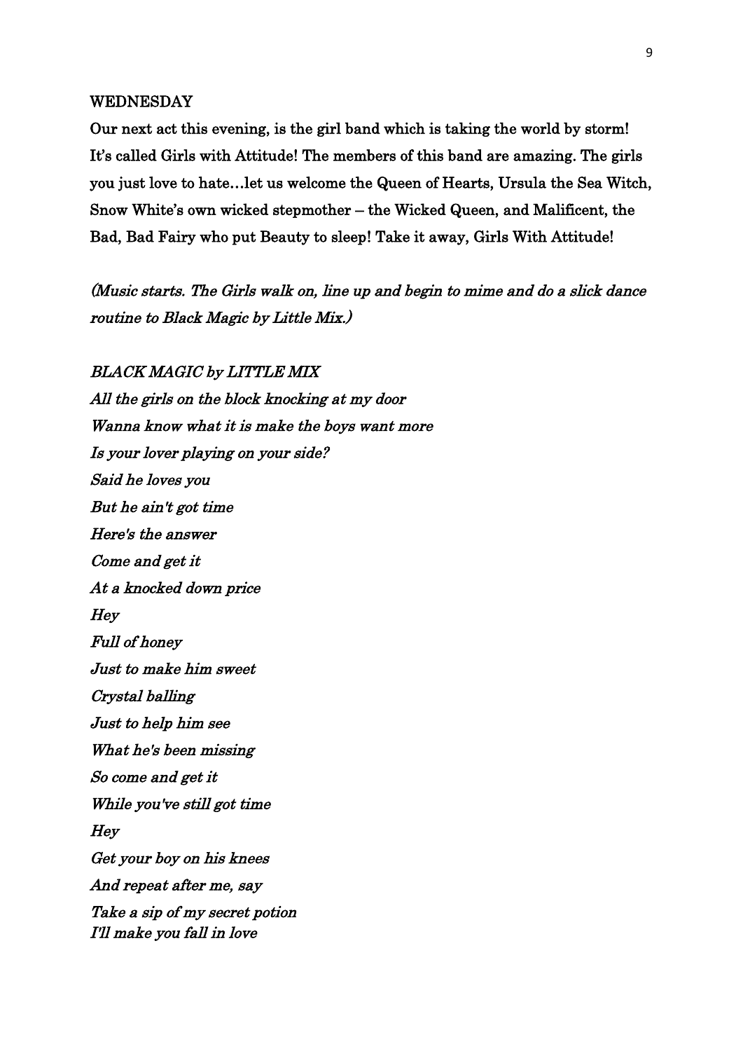WEDNESDAY

Our next act this evening, is the girl band which is taking the world by storm! It's called Girls with Attitude! The members of this band are amazing. The girls you just love to hate…let us welcome the Queen of Hearts, Ursula the Sea Witch, Snow White's own wicked stepmother – the Wicked Queen, and Malificent, the Bad, Bad Fairy who put Beauty to sleep! Take it away, Girls With Attitude!

*(Music starts. The Girls walk on, line up and begin to mime and do a slick dance routine to Black Magic by Little Mix.)*

*BLACK MAGIC by LITTLE MIX*

*All the girls on the block knocking at my door*
*Wanna know what it is make the boys want more*
*Is your lover playing on your side?*
*Said he loves you*
*But he ain't got time*
*Here's the answer*
*Come and get it*
*At a knocked down price*
*Hey*
*Full of honey*
*Just to make him sweet*
*Crystal balling*
*Just to help him see*
*What he's been missing*
*So come and get it*
*While you've still got time*
*Hey*
*Get your boy on his knees*
*And repeat after me, say*
*Take a sip of my secret potion*
*I'll make you fall in love*